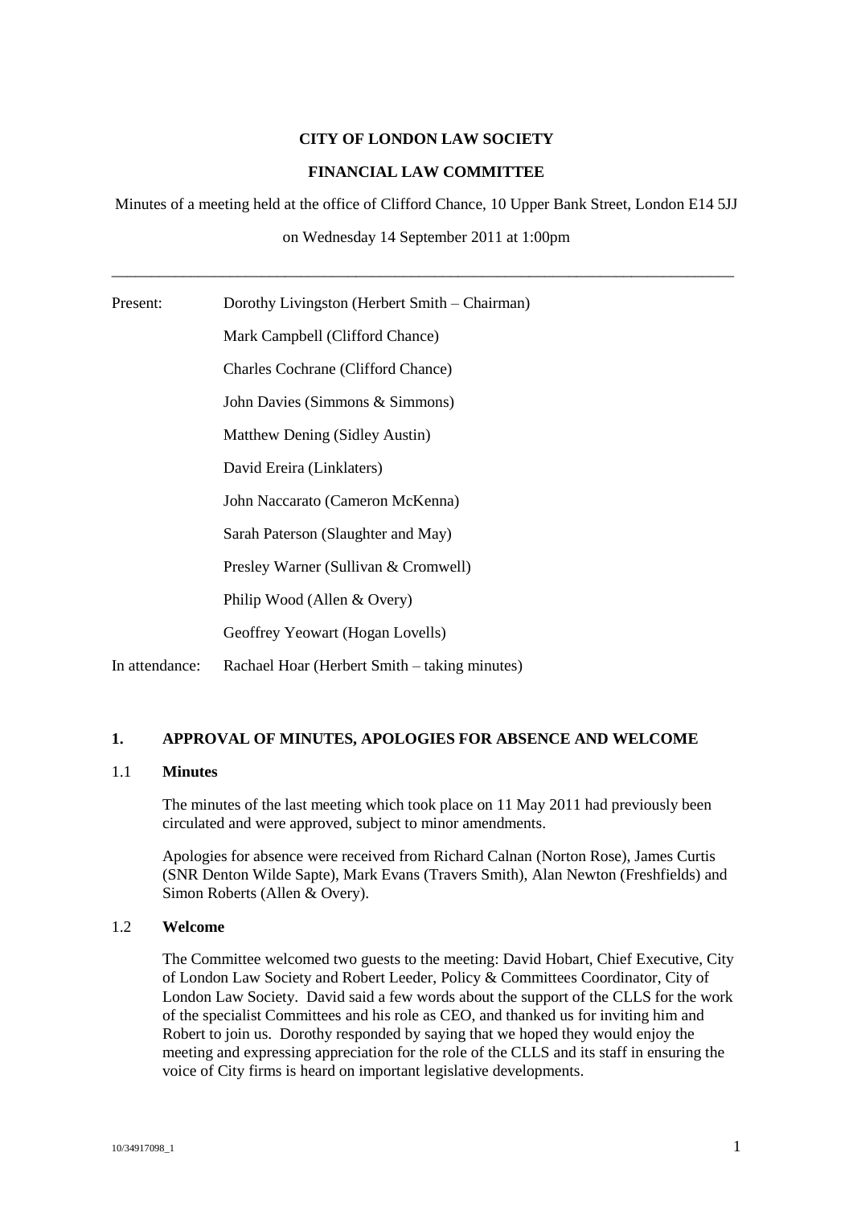**CITY OF LONDON LAW SOCIETY**

**FINANCIAL LAW COMMITTEE**

Minutes of a meeting held at the office of Clifford Chance, 10 Upper Bank Street, London E14 5JJ

on Wednesday 14 September 2011 at 1:00pm

---

| | |
|---|---|
| Present: | Dorothy Livingston (Herbert Smith – Chairman) |
| | Mark Campbell (Clifford Chance) |
| | Charles Cochrane (Clifford Chance) |
| | John Davies (Simmons & Simmons) |
| | Matthew Dening (Sidley Austin) |
| | David Ereira (Linklaters) |
| | John Naccarato (Cameron McKenna) |
| | Sarah Paterson (Slaughter and May) |
| | Presley Warner (Sullivan & Cromwell) |
| | Philip Wood (Allen & Overy) |
| | Geoffrey Yeowart (Hogan Lovells) |
| In attendance: | Rachael Hoar (Herbert Smith – taking minutes) |

## 1. APPROVAL OF MINUTES, APOLOGIES FOR ABSENCE AND WELCOME

### 1.1 Minutes

The minutes of the last meeting which took place on 11 May 2011 had previously been circulated and were approved, subject to minor amendments.

Apologies for absence were received from Richard Calnan (Norton Rose), James Curtis (SNR Denton Wilde Sapte), Mark Evans (Travers Smith), Alan Newton (Freshfields) and Simon Roberts (Allen & Overy).

### 1.2 Welcome

The Committee welcomed two guests to the meeting: David Hobart, Chief Executive, City of London Law Society and Robert Leeder, Policy & Committees Coordinator, City of London Law Society. David said a few words about the support of the CLLS for the work of the specialist Committees and his role as CEO, and thanked us for inviting him and Robert to join us. Dorothy responded by saying that we hoped they would enjoy the meeting and expressing appreciation for the role of the CLLS and its staff in ensuring the voice of City firms is heard on important legislative developments.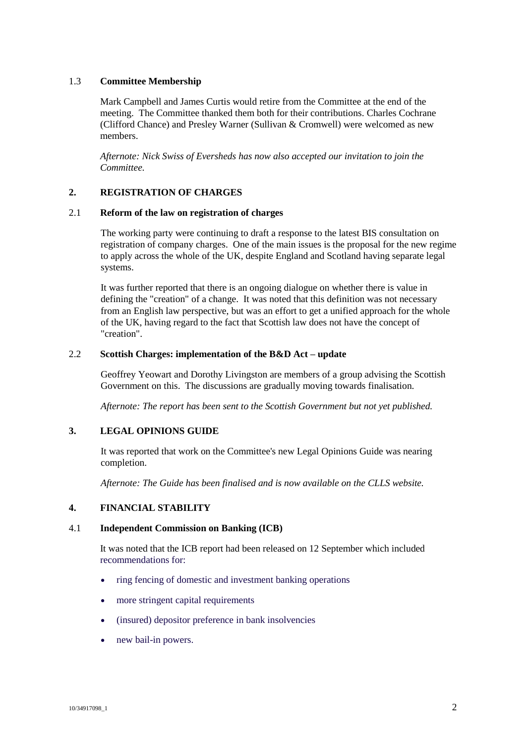### 1.3 **Committee Membership**

Mark Campbell and James Curtis would retire from the Committee at the end of the meeting. The Committee thanked them both for their contributions. Charles Cochrane (Clifford Chance) and Presley Warner (Sullivan & Cromwell) were welcomed as new members.

*Afternote: Nick Swiss of Eversheds has now also accepted our invitation to join the Committee.*

## 2. REGISTRATION OF CHARGES

### 2.1 **Reform of the law on registration of charges**

The working party were continuing to draft a response to the latest BIS consultation on registration of company charges. One of the main issues is the proposal for the new regime to apply across the whole of the UK, despite England and Scotland having separate legal systems.

It was further reported that there is an ongoing dialogue on whether there is value in defining the "creation" of a change. It was noted that this definition was not necessary from an English law perspective, but was an effort to get a unified approach for the whole of the UK, having regard to the fact that Scottish law does not have the concept of "creation".

### 2.2 **Scottish Charges: implementation of the B&D Act – update**

Geoffrey Yeowart and Dorothy Livingston are members of a group advising the Scottish Government on this. The discussions are gradually moving towards finalisation.

*Afternote: The report has been sent to the Scottish Government but not yet published.*

## 3. LEGAL OPINIONS GUIDE

It was reported that work on the Committee's new Legal Opinions Guide was nearing completion.

*Afternote: The Guide has been finalised and is now available on the CLLS website.*

## 4. FINANCIAL STABILITY

### 4.1 **Independent Commission on Banking (ICB)**

It was noted that the ICB report had been released on 12 September which included recommendations for:

- ring fencing of domestic and investment banking operations
- more stringent capital requirements
- (insured) depositor preference in bank insolvencies
- new bail-in powers.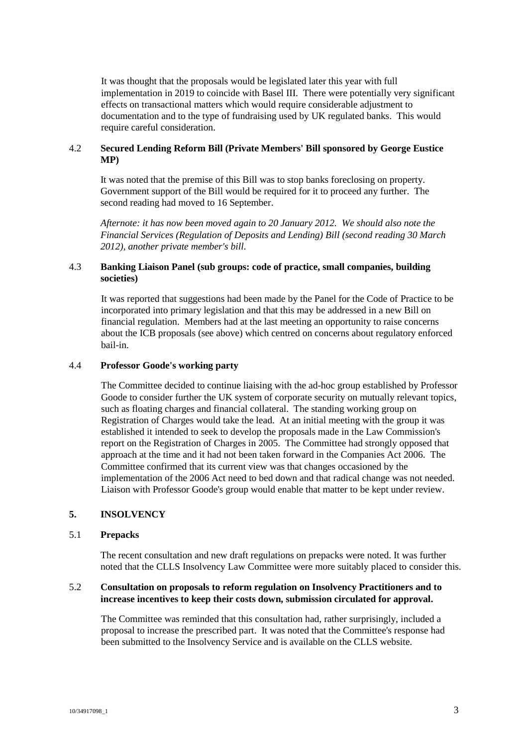It was thought that the proposals would be legislated later this year with full implementation in 2019 to coincide with Basel III. There were potentially very significant effects on transactional matters which would require considerable adjustment to documentation and to the type of fundraising used by UK regulated banks. This would require careful consideration.

### 4.2 Secured Lending Reform Bill (Private Members' Bill sponsored by George Eustice MP)

It was noted that the premise of this Bill was to stop banks foreclosing on property. Government support of the Bill would be required for it to proceed any further. The second reading had moved to 16 September.

*Afternote: it has now been moved again to 20 January 2012. We should also note the Financial Services (Regulation of Deposits and Lending) Bill (second reading 30 March 2012), another private member's bill.*

### 4.3 Banking Liaison Panel (sub groups: code of practice, small companies, building societies)

It was reported that suggestions had been made by the Panel for the Code of Practice to be incorporated into primary legislation and that this may be addressed in a new Bill on financial regulation. Members had at the last meeting an opportunity to raise concerns about the ICB proposals (see above) which centred on concerns about regulatory enforced bail-in.

### 4.4 Professor Goode's working party

The Committee decided to continue liaising with the ad-hoc group established by Professor Goode to consider further the UK system of corporate security on mutually relevant topics, such as floating charges and financial collateral. The standing working group on Registration of Charges would take the lead. At an initial meeting with the group it was established it intended to seek to develop the proposals made in the Law Commission's report on the Registration of Charges in 2005. The Committee had strongly opposed that approach at the time and it had not been taken forward in the Companies Act 2006. The Committee confirmed that its current view was that changes occasioned by the implementation of the 2006 Act need to bed down and that radical change was not needed. Liaison with Professor Goode's group would enable that matter to be kept under review.

## 5. INSOLVENCY

### 5.1 Prepacks

The recent consultation and new draft regulations on prepacks were noted. It was further noted that the CLLS Insolvency Law Committee were more suitably placed to consider this.

### 5.2 Consultation on proposals to reform regulation on Insolvency Practitioners and to increase incentives to keep their costs down, submission circulated for approval.

The Committee was reminded that this consultation had, rather surprisingly, included a proposal to increase the prescribed part. It was noted that the Committee's response had been submitted to the Insolvency Service and is available on the CLLS website.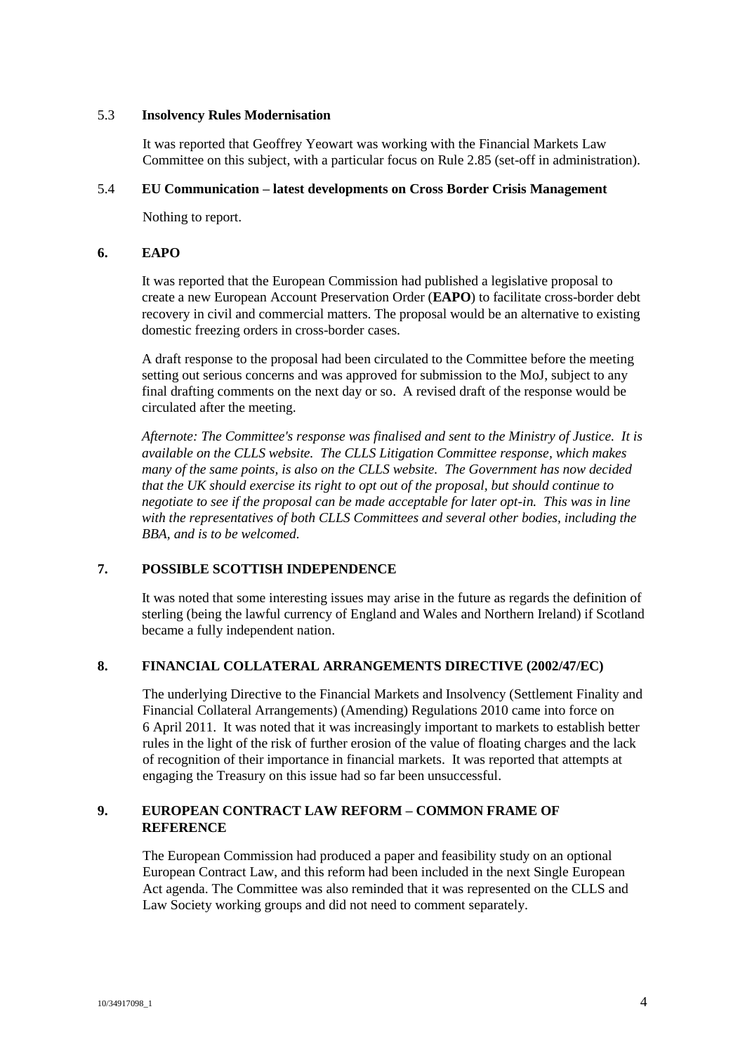### 5.3 **Insolvency Rules Modernisation**

It was reported that Geoffrey Yeowart was working with the Financial Markets Law Committee on this subject, with a particular focus on Rule 2.85 (set-off in administration).

### 5.4 **EU Communication – latest developments on Cross Border Crisis Management**

Nothing to report.

## 6. EAPO

It was reported that the European Commission had published a legislative proposal to create a new European Account Preservation Order (**EAPO**) to facilitate cross-border debt recovery in civil and commercial matters. The proposal would be an alternative to existing domestic freezing orders in cross-border cases.

A draft response to the proposal had been circulated to the Committee before the meeting setting out serious concerns and was approved for submission to the MoJ, subject to any final drafting comments on the next day or so. A revised draft of the response would be circulated after the meeting.

*Afternote: The Committee's response was finalised and sent to the Ministry of Justice. It is available on the CLLS website. The CLLS Litigation Committee response, which makes many of the same points, is also on the CLLS website. The Government has now decided that the UK should exercise its right to opt out of the proposal, but should continue to negotiate to see if the proposal can be made acceptable for later opt-in. This was in line with the representatives of both CLLS Committees and several other bodies, including the BBA, and is to be welcomed.*

## 7. POSSIBLE SCOTTISH INDEPENDENCE

It was noted that some interesting issues may arise in the future as regards the definition of sterling (being the lawful currency of England and Wales and Northern Ireland) if Scotland became a fully independent nation.

## 8. FINANCIAL COLLATERAL ARRANGEMENTS DIRECTIVE (2002/47/EC)

The underlying Directive to the Financial Markets and Insolvency (Settlement Finality and Financial Collateral Arrangements) (Amending) Regulations 2010 came into force on 6 April 2011. It was noted that it was increasingly important to markets to establish better rules in the light of the risk of further erosion of the value of floating charges and the lack of recognition of their importance in financial markets. It was reported that attempts at engaging the Treasury on this issue had so far been unsuccessful.

## 9. EUROPEAN CONTRACT LAW REFORM – COMMON FRAME OF REFERENCE

The European Commission had produced a paper and feasibility study on an optional European Contract Law, and this reform had been included in the next Single European Act agenda. The Committee was also reminded that it was represented on the CLLS and Law Society working groups and did not need to comment separately.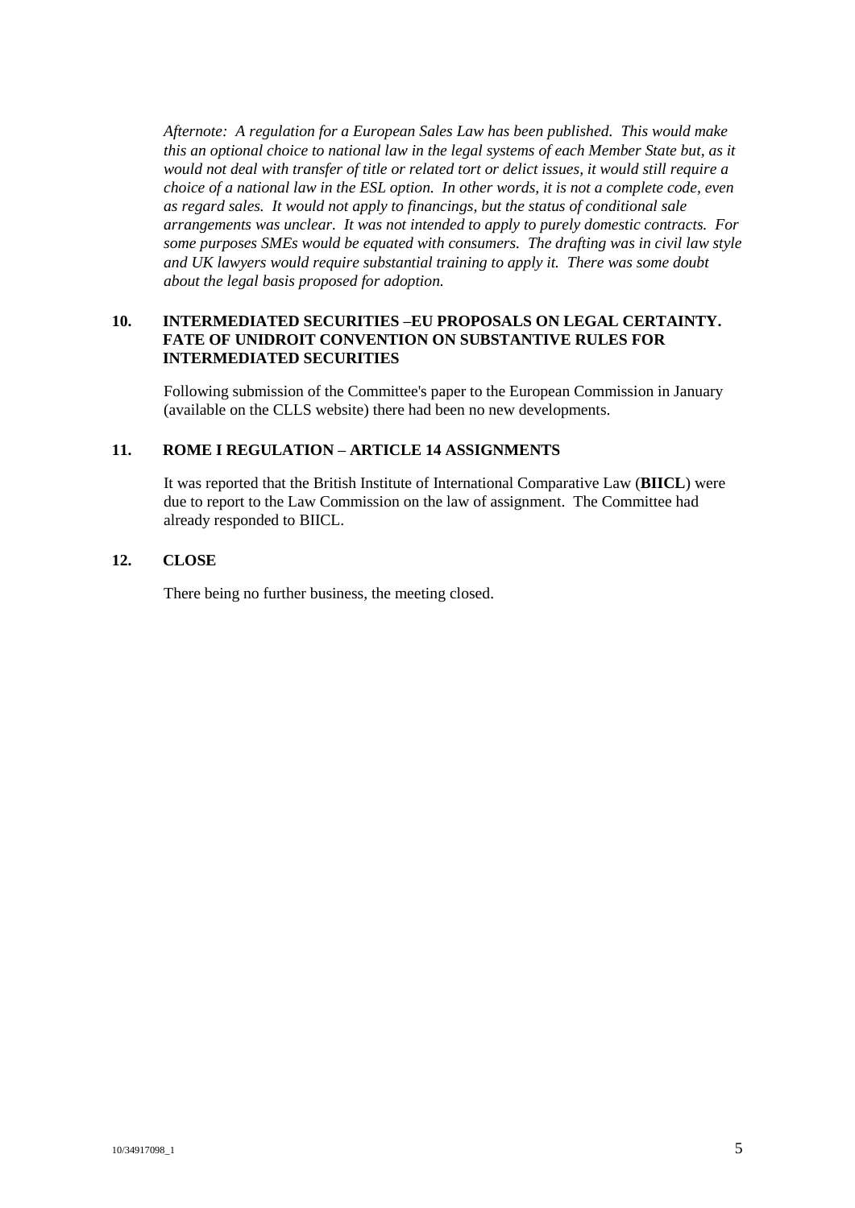*Afternote: A regulation for a European Sales Law has been published. This would make this an optional choice to national law in the legal systems of each Member State but, as it would not deal with transfer of title or related tort or delict issues, it would still require a choice of a national law in the ESL option. In other words, it is not a complete code, even as regard sales. It would not apply to financings, but the status of conditional sale arrangements was unclear. It was not intended to apply to purely domestic contracts. For some purposes SMEs would be equated with consumers. The drafting was in civil law style and UK lawyers would require substantial training to apply it. There was some doubt about the legal basis proposed for adoption.*

## 10. INTERMEDIATED SECURITIES –EU PROPOSALS ON LEGAL CERTAINTY. FATE OF UNIDROIT CONVENTION ON SUBSTANTIVE RULES FOR INTERMEDIATED SECURITIES

Following submission of the Committee's paper to the European Commission in January (available on the CLLS website) there had been no new developments.

## 11. ROME I REGULATION – ARTICLE 14 ASSIGNMENTS

It was reported that the British Institute of International Comparative Law (**BIICL**) were due to report to the Law Commission on the law of assignment. The Committee had already responded to BIICL.

## 12. CLOSE

There being no further business, the meeting closed.